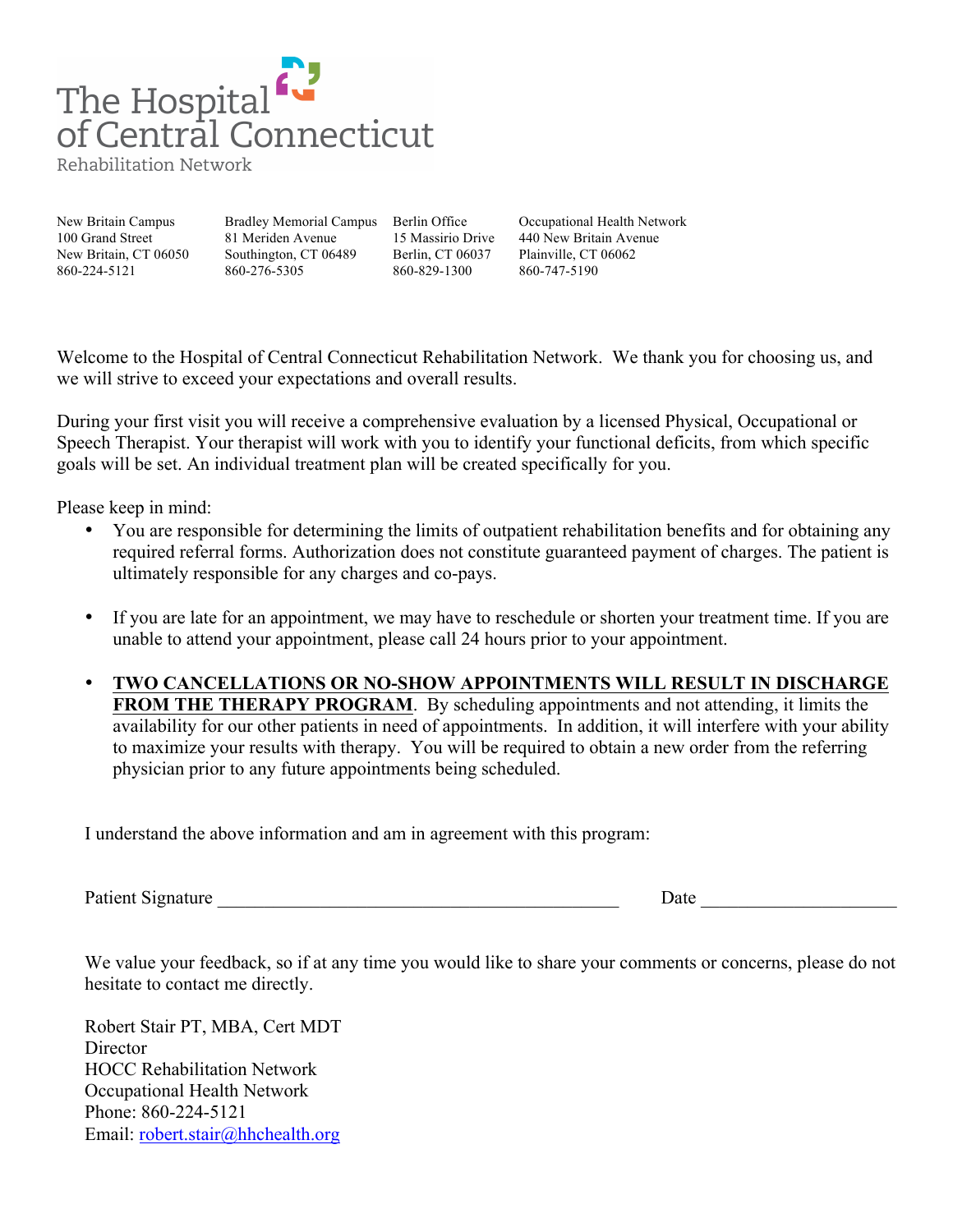# The Hospital of Central Connecticut

Rehabilitation Network

| New Britain Campus | Bradley Memorial Campus | Berlin Office | Occupational Health Network |
|---|---|---|---|
| 100 Grand Street | 81 Meriden Avenue | 15 Massirio Drive | 440 New Britain Avenue |
| New Britain, CT 06050 | Southington, CT 06489 | Berlin, CT 06037 | Plainville, CT 06062 |
| 860-224-5121 | 860-276-5305 | 860-829-1300 | 860-747-5190 |

Welcome to the Hospital of Central Connecticut Rehabilitation Network. We thank you for choosing us, and we will strive to exceed your expectations and overall results.

During your first visit you will receive a comprehensive evaluation by a licensed Physical, Occupational or Speech Therapist. Your therapist will work with you to identify your functional deficits, from which specific goals will be set. An individual treatment plan will be created specifically for you.

Please keep in mind:

- You are responsible for determining the limits of outpatient rehabilitation benefits and for obtaining any required referral forms. Authorization does not constitute guaranteed payment of charges. The patient is ultimately responsible for any charges and co-pays.

- If you are late for an appointment, we may have to reschedule or shorten your treatment time. If you are unable to attend your appointment, please call 24 hours prior to your appointment.

- **TWO CANCELLATIONS OR NO-SHOW APPOINTMENTS WILL RESULT IN DISCHARGE FROM THE THERAPY PROGRAM**. By scheduling appointments and not attending, it limits the availability for our other patients in need of appointments. In addition, it will interfere with your ability to maximize your results with therapy. You will be required to obtain a new order from the referring physician prior to any future appointments being scheduled.

I understand the above information and am in agreement with this program:

Patient Signature ___________________________________________ Date ____________________

We value your feedback, so if at any time you would like to share your comments or concerns, please do not hesitate to contact me directly.

Robert Stair PT, MBA, Cert MDT
Director
HOCC Rehabilitation Network
Occupational Health Network
Phone: 860-224-5121
Email: robert.stair@hhchealth.org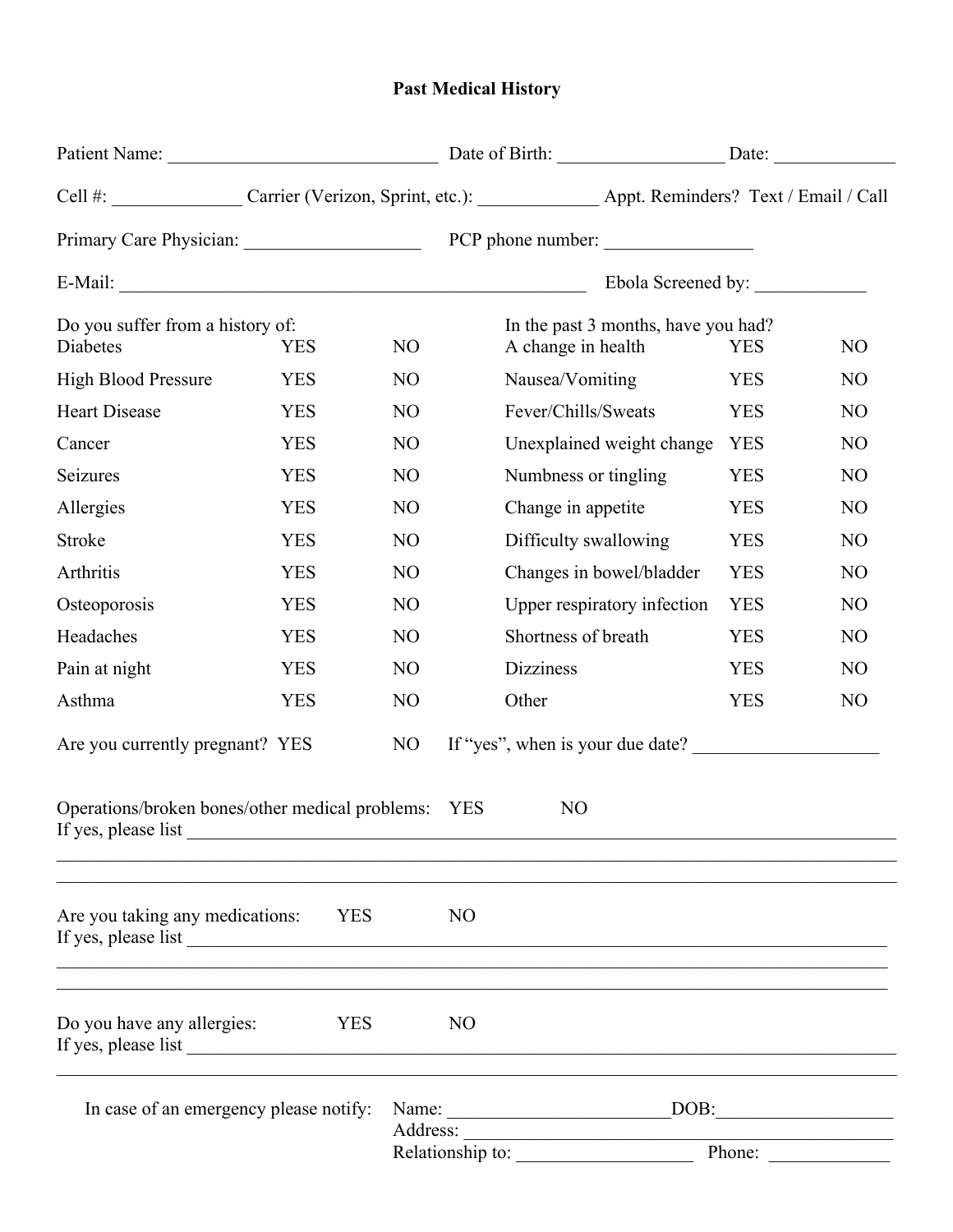# Past Medical History

Patient Name: ______________________________ Date of Birth: __________________ Date: _____________

Cell #: ______________ Carrier (Verizon, Sprint, etc.): _____________ Appt. Reminders? Text / Email / Call

Primary Care Physician: ___________________ PCP phone number: ________________

E-Mail: ___________________________________________________ Ebola Screened by: ____________

| Do you suffer from a history of: | | | In the past 3 months, have you had? | | |
|---|---|---|---|---|---|
| Diabetes | YES | NO | A change in health | YES | NO |
| High Blood Pressure | YES | NO | Nausea/Vomiting | YES | NO |
| Heart Disease | YES | NO | Fever/Chills/Sweats | YES | NO |
| Cancer | YES | NO | Unexplained weight change | YES | NO |
| Seizures | YES | NO | Numbness or tingling | YES | NO |
| Allergies | YES | NO | Change in appetite | YES | NO |
| Stroke | YES | NO | Difficulty swallowing | YES | NO |
| Arthritis | YES | NO | Changes in bowel/bladder | YES | NO |
| Osteoporosis | YES | NO | Upper respiratory infection | YES | NO |
| Headaches | YES | NO | Shortness of breath | YES | NO |
| Pain at night | YES | NO | Dizziness | YES | NO |
| Asthma | YES | NO | Other | YES | NO |

Are you currently pregnant? YES NO If "yes", when is your due date? ____________________

Operations/broken bones/other medical problems: YES NO
If yes, please list ______________________________________________________________________________

______________________________________________________________________________________________

______________________________________________________________________________________________

Are you taking any medications: YES NO
If yes, please list ______________________________________________________________________________

______________________________________________________________________________________________

______________________________________________________________________________________________

Do you have any allergies: YES NO
If yes, please list ______________________________________________________________________________

______________________________________________________________________________________________

In case of an emergency please notify: Name: ________________________ DOB: ___________________
Address: ______________________________________________
Relationship to: ___________________ Phone: _____________